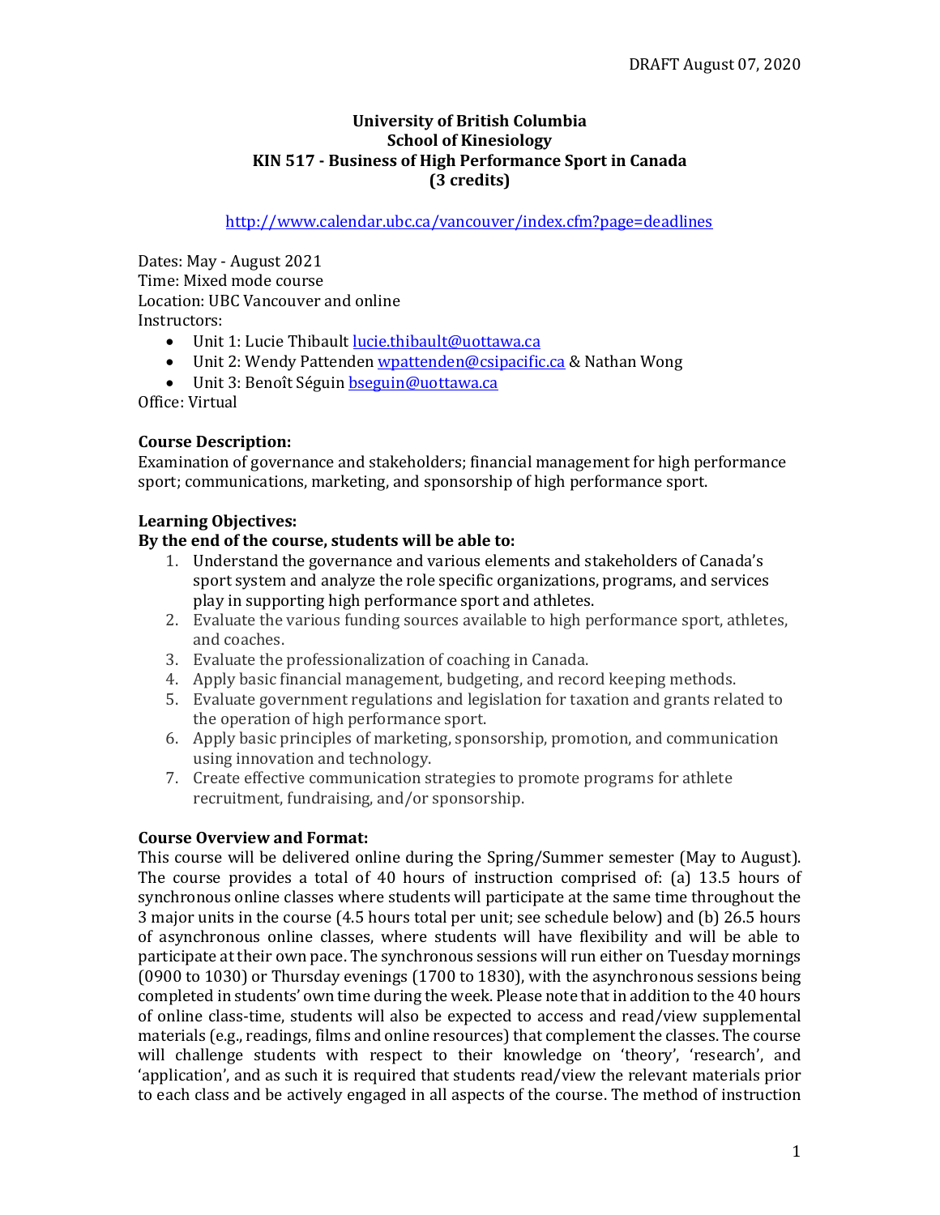DRAFT August 07, 2020

**University of British Columbia**
**School of Kinesiology**
**KIN 517 - Business of High Performance Sport in Canada**
**(3 credits)**

http://www.calendar.ubc.ca/vancouver/index.cfm?page=deadlines

Dates: May - August 2021
Time: Mixed mode course
Location: UBC Vancouver and online
Instructors:

- Unit 1: Lucie Thibault lucie.thibault@uottawa.ca
- Unit 2: Wendy Pattenden wpattenden@csipacific.ca & Nathan Wong
- Unit 3: Benoît Séguin bseguin@uottawa.ca

Office: Virtual

**Course Description:**
Examination of governance and stakeholders; financial management for high performance sport; communications, marketing, and sponsorship of high performance sport.

**Learning Objectives:**
**By the end of the course, students will be able to:**

1. Understand the governance and various elements and stakeholders of Canada's sport system and analyze the role specific organizations, programs, and services play in supporting high performance sport and athletes.
2. Evaluate the various funding sources available to high performance sport, athletes, and coaches.
3. Evaluate the professionalization of coaching in Canada.
4. Apply basic financial management, budgeting, and record keeping methods.
5. Evaluate government regulations and legislation for taxation and grants related to the operation of high performance sport.
6. Apply basic principles of marketing, sponsorship, promotion, and communication using innovation and technology.
7. Create effective communication strategies to promote programs for athlete recruitment, fundraising, and/or sponsorship.

**Course Overview and Format:**
This course will be delivered online during the Spring/Summer semester (May to August). The course provides a total of 40 hours of instruction comprised of: (a) 13.5 hours of synchronous online classes where students will participate at the same time throughout the 3 major units in the course (4.5 hours total per unit; see schedule below) and (b) 26.5 hours of asynchronous online classes, where students will have flexibility and will be able to participate at their own pace. The synchronous sessions will run either on Tuesday mornings (0900 to 1030) or Thursday evenings (1700 to 1830), with the asynchronous sessions being completed in students' own time during the week. Please note that in addition to the 40 hours of online class-time, students will also be expected to access and read/view supplemental materials (e.g., readings, films and online resources) that complement the classes. The course will challenge students with respect to their knowledge on 'theory', 'research', and 'application', and as such it is required that students read/view the relevant materials prior to each class and be actively engaged in all aspects of the course. The method of instruction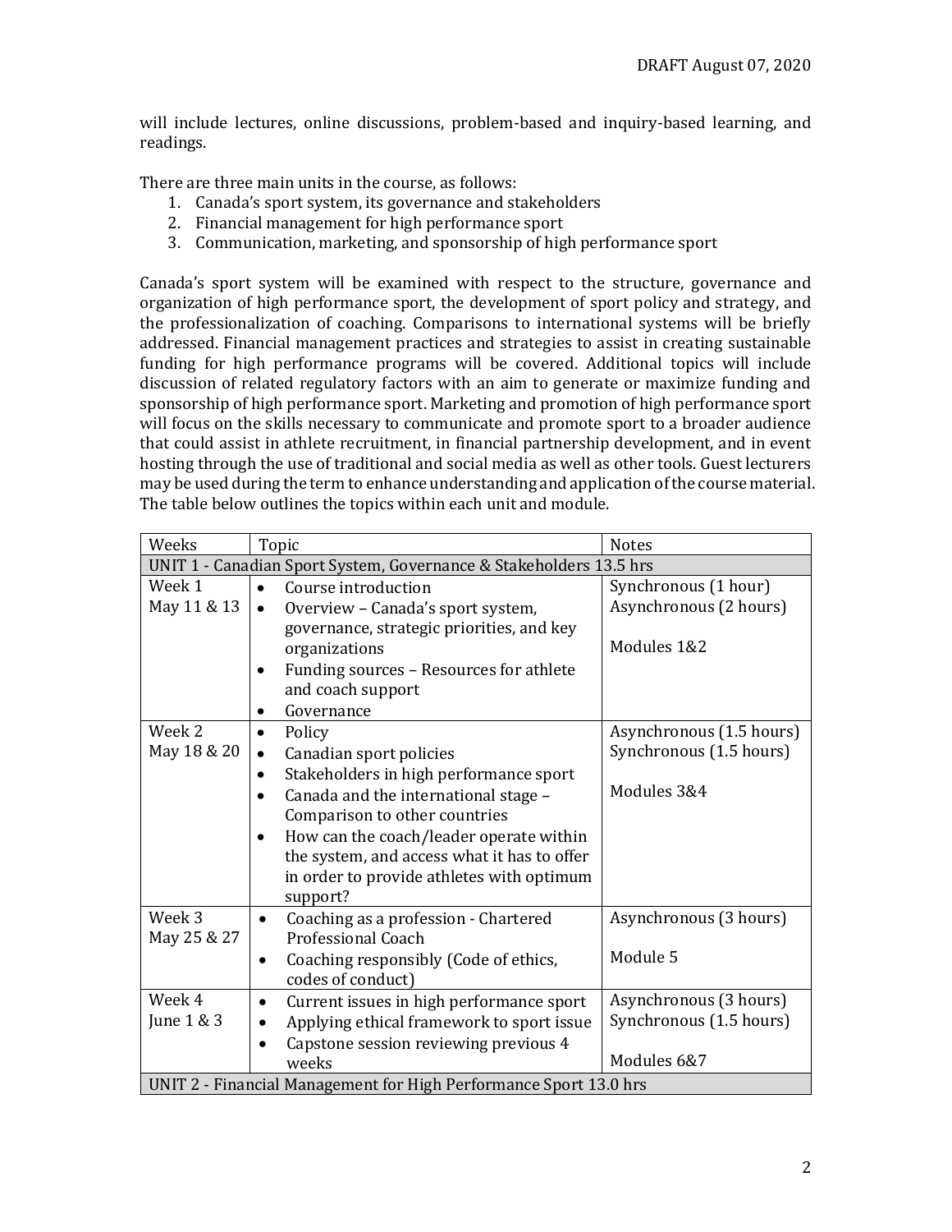will include lectures, online discussions, problem-based and inquiry-based learning, and readings.

There are three main units in the course, as follows:

1. Canada's sport system, its governance and stakeholders
2. Financial management for high performance sport
3. Communication, marketing, and sponsorship of high performance sport

Canada's sport system will be examined with respect to the structure, governance and organization of high performance sport, the development of sport policy and strategy, and the professionalization of coaching. Comparisons to international systems will be briefly addressed. Financial management practices and strategies to assist in creating sustainable funding for high performance programs will be covered. Additional topics will include discussion of related regulatory factors with an aim to generate or maximize funding and sponsorship of high performance sport. Marketing and promotion of high performance sport will focus on the skills necessary to communicate and promote sport to a broader audience that could assist in athlete recruitment, in financial partnership development, and in event hosting through the use of traditional and social media as well as other tools. Guest lecturers may be used during the term to enhance understanding and application of the course material. The table below outlines the topics within each unit and module.

| Weeks | Topic | Notes |
|---|---|---|
| UNIT 1 - Canadian Sport System, Governance & Stakeholders 13.5 hrs | | |
| Week 1<br>May 11 & 13 | • Course introduction<br>• Overview – Canada's sport system, governance, strategic priorities, and key organizations<br>• Funding sources – Resources for athlete and coach support<br>• Governance | Synchronous (1 hour)<br>Asynchronous (2 hours)<br><br>Modules 1&2 |
| Week 2<br>May 18 & 20 | • Policy<br>• Canadian sport policies<br>• Stakeholders in high performance sport<br>• Canada and the international stage – Comparison to other countries<br>• How can the coach/leader operate within the system, and access what it has to offer in order to provide athletes with optimum support? | Asynchronous (1.5 hours)<br>Synchronous (1.5 hours)<br><br>Modules 3&4 |
| Week 3<br>May 25 & 27 | • Coaching as a profession - Chartered Professional Coach<br>• Coaching responsibly (Code of ethics, codes of conduct) | Asynchronous (3 hours)<br><br>Module 5 |
| Week 4<br>June 1 & 3 | • Current issues in high performance sport<br>• Applying ethical framework to sport issue<br>• Capstone session reviewing previous 4 weeks | Asynchronous (3 hours)<br>Synchronous (1.5 hours)<br><br>Modules 6&7 |
| UNIT 2 - Financial Management for High Performance Sport 13.0 hrs | | |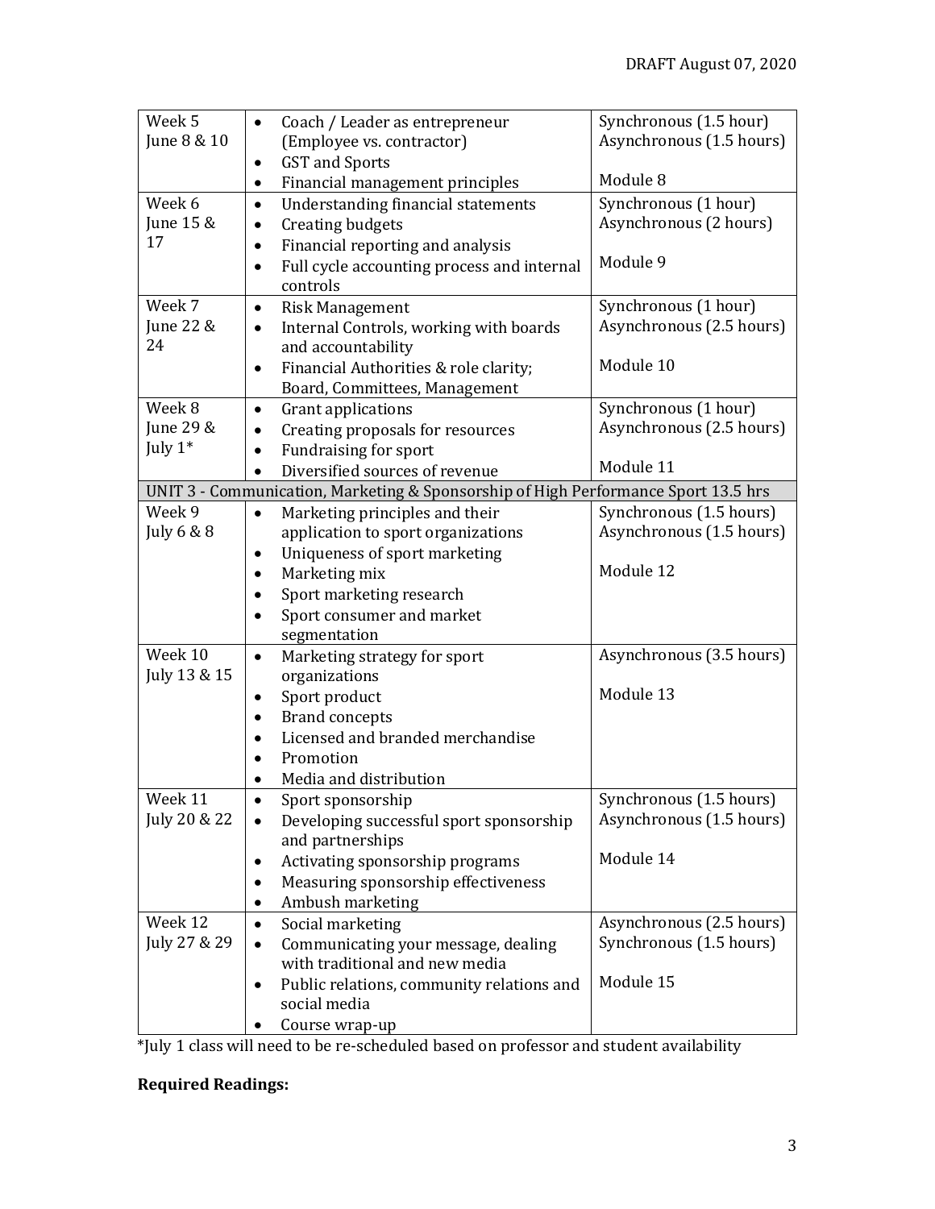| Week 5<br>June 8 & 10 | • Coach / Leader as entrepreneur (Employee vs. contractor)<br>• GST and Sports<br>• Financial management principles | Synchronous (1.5 hour)<br>Asynchronous (1.5 hours)<br><br>Module 8 |
|---|---|---|
| Week 6<br>June 15 & 17 | • Understanding financial statements<br>• Creating budgets<br>• Financial reporting and analysis<br>• Full cycle accounting process and internal controls | Synchronous (1 hour)<br>Asynchronous (2 hours)<br><br>Module 9 |
| Week 7<br>June 22 & 24 | • Risk Management<br>• Internal Controls, working with boards and accountability<br>• Financial Authorities & role clarity; Board, Committees, Management | Synchronous (1 hour)<br>Asynchronous (2.5 hours)<br><br>Module 10 |
| Week 8<br>June 29 & July 1* | • Grant applications<br>• Creating proposals for resources<br>• Fundraising for sport<br>• Diversified sources of revenue | Synchronous (1 hour)<br>Asynchronous (2.5 hours)<br><br>Module 11 |
| UNIT 3 - Communication, Marketing & Sponsorship of High Performance Sport 13.5 hrs | | |
| Week 9<br>July 6 & 8 | • Marketing principles and their application to sport organizations<br>• Uniqueness of sport marketing<br>• Marketing mix<br>• Sport marketing research<br>• Sport consumer and market segmentation | Synchronous (1.5 hours)<br>Asynchronous (1.5 hours)<br><br>Module 12 |
| Week 10<br>July 13 & 15 | • Marketing strategy for sport organizations<br>• Sport product<br>• Brand concepts<br>• Licensed and branded merchandise<br>• Promotion<br>• Media and distribution | Asynchronous (3.5 hours)<br><br>Module 13 |
| Week 11<br>July 20 & 22 | • Sport sponsorship<br>• Developing successful sport sponsorship and partnerships<br>• Activating sponsorship programs<br>• Measuring sponsorship effectiveness<br>• Ambush marketing | Synchronous (1.5 hours)<br>Asynchronous (1.5 hours)<br><br>Module 14 |
| Week 12<br>July 27 & 29 | • Social marketing<br>• Communicating your message, dealing with traditional and new media<br>• Public relations, community relations and social media<br>• Course wrap-up | Asynchronous (2.5 hours)<br>Synchronous (1.5 hours)<br><br>Module 15 |

*July 1 class will need to be re-scheduled based on professor and student availability

**Required Readings:**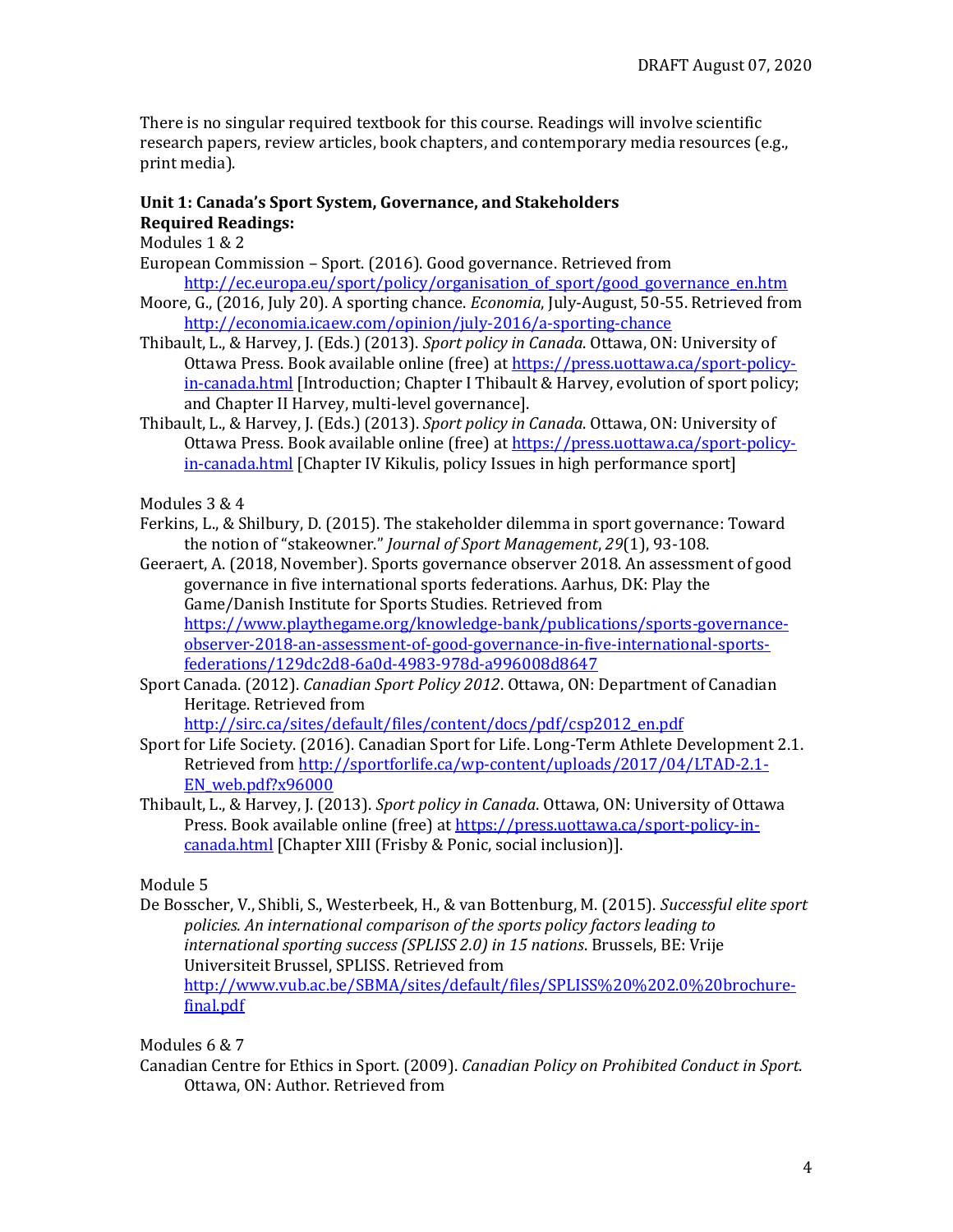There is no singular required textbook for this course. Readings will involve scientific research papers, review articles, book chapters, and contemporary media resources (e.g., print media).

**Unit 1: Canada's Sport System, Governance, and Stakeholders**
**Required Readings:**

Modules 1 & 2

European Commission – Sport. (2016). Good governance. Retrieved from http://ec.europa.eu/sport/policy/organisation_of_sport/good_governance_en.htm

Moore, G., (2016, July 20). A sporting chance. *Economia*, July-August, 50-55. Retrieved from http://economia.icaew.com/opinion/july-2016/a-sporting-chance

Thibault, L., & Harvey, J. (Eds.) (2013). *Sport policy in Canada*. Ottawa, ON: University of Ottawa Press. Book available online (free) at https://press.uottawa.ca/sport-policy-in-canada.html [Introduction; Chapter I Thibault & Harvey, evolution of sport policy; and Chapter II Harvey, multi-level governance].

Thibault, L., & Harvey, J. (Eds.) (2013). *Sport policy in Canada*. Ottawa, ON: University of Ottawa Press. Book available online (free) at https://press.uottawa.ca/sport-policy-in-canada.html [Chapter IV Kikulis, policy Issues in high performance sport]

Modules 3 & 4

Ferkins, L., & Shilbury, D. (2015). The stakeholder dilemma in sport governance: Toward the notion of "stakeowner." *Journal of Sport Management*, *29*(1), 93-108.

Geeraert, A. (2018, November). Sports governance observer 2018. An assessment of good governance in five international sports federations. Aarhus, DK: Play the Game/Danish Institute for Sports Studies. Retrieved from https://www.playthegame.org/knowledge-bank/publications/sports-governance-observer-2018-an-assessment-of-good-governance-in-five-international-sports-federations/129dc2d8-6a0d-4983-978d-a996008d8647

Sport Canada. (2012). *Canadian Sport Policy 2012*. Ottawa, ON: Department of Canadian Heritage. Retrieved from http://sirc.ca/sites/default/files/content/docs/pdf/csp2012_en.pdf

Sport for Life Society. (2016). Canadian Sport for Life. Long-Term Athlete Development 2.1. Retrieved from http://sportforlife.ca/wp-content/uploads/2017/04/LTAD-2.1-EN_web.pdf?x96000

Thibault, L., & Harvey, J. (2013). *Sport policy in Canada*. Ottawa, ON: University of Ottawa Press. Book available online (free) at https://press.uottawa.ca/sport-policy-in-canada.html [Chapter XIII (Frisby & Ponic, social inclusion)].

Module 5

De Bosscher, V., Shibli, S., Westerbeek, H., & van Bottenburg, M. (2015). *Successful elite sport policies. An international comparison of the sports policy factors leading to international sporting success (SPLISS 2.0) in 15 nations*. Brussels, BE: Vrije Universiteit Brussel, SPLISS. Retrieved from http://www.vub.ac.be/SBMA/sites/default/files/SPLISS%20%202.0%20brochure-final.pdf

Modules 6 & 7

Canadian Centre for Ethics in Sport. (2009). *Canadian Policy on Prohibited Conduct in Sport*. Ottawa, ON: Author. Retrieved from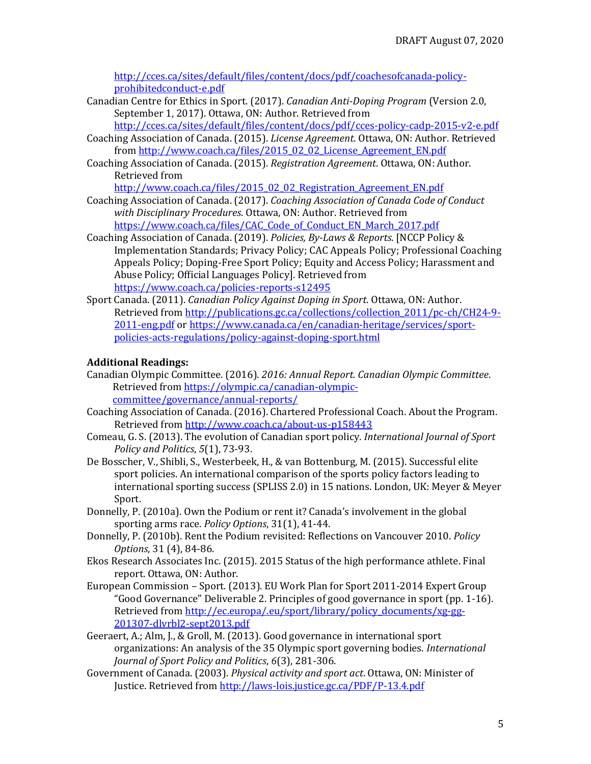http://cces.ca/sites/default/files/content/docs/pdf/coachesofcanada-policy-prohibitedconduct-e.pdf

Canadian Centre for Ethics in Sport. (2017). *Canadian Anti-Doping Program* (Version 2.0, September 1, 2017). Ottawa, ON: Author. Retrieved from http://cces.ca/sites/default/files/content/docs/pdf/cces-policy-cadp-2015-v2-e.pdf

Coaching Association of Canada. (2015). *License Agreement*. Ottawa, ON: Author. Retrieved from http://www.coach.ca/files/2015_02_02_License_Agreement_EN.pdf

Coaching Association of Canada. (2015). *Registration Agreement*. Ottawa, ON: Author. Retrieved from http://www.coach.ca/files/2015_02_02_Registration_Agreement_EN.pdf

Coaching Association of Canada. (2017). *Coaching Association of Canada Code of Conduct with Disciplinary Procedures*. Ottawa, ON: Author. Retrieved from https://www.coach.ca/files/CAC_Code_of_Conduct_EN_March_2017.pdf

Coaching Association of Canada. (2019). *Policies, By-Laws & Reports*. [NCCP Policy & Implementation Standards; Privacy Policy; CAC Appeals Policy; Professional Coaching Appeals Policy; Doping-Free Sport Policy; Equity and Access Policy; Harassment and Abuse Policy; Official Languages Policy]. Retrieved from https://www.coach.ca/policies-reports-s12495

Sport Canada. (2011). *Canadian Policy Against Doping in Sport*. Ottawa, ON: Author. Retrieved from http://publications.gc.ca/collections/collection_2011/pc-ch/CH24-9-2011-eng.pdf or https://www.canada.ca/en/canadian-heritage/services/sport-policies-acts-regulations/policy-against-doping-sport.html

**Additional Readings:**

Canadian Olympic Committee. (2016). *2016: Annual Report. Canadian Olympic Committee*. Retrieved from https://olympic.ca/canadian-olympic-committee/governance/annual-reports/

Coaching Association of Canada. (2016). Chartered Professional Coach. About the Program. Retrieved from http://www.coach.ca/about-us-p158443

Comeau, G. S. (2013). The evolution of Canadian sport policy. *International Journal of Sport Policy and Politics*, *5*(1), 73-93.

De Bosscher, V., Shibli, S., Westerbeek, H., & van Bottenburg, M. (2015). Successful elite sport policies. An international comparison of the sports policy factors leading to international sporting success (SPLISS 2.0) in 15 nations. London, UK: Meyer & Meyer Sport.

Donnelly, P. (2010a). Own the Podium or rent it? Canada's involvement in the global sporting arms race. *Policy Options*, 31(1), 41-44.

Donnelly, P. (2010b). Rent the Podium revisited: Reflections on Vancouver 2010. *Policy Options*, 31 (4), 84-86.

Ekos Research Associates Inc. (2015). 2015 Status of the high performance athlete. Final report. Ottawa, ON: Author.

European Commission – Sport. (2013). EU Work Plan for Sport 2011-2014 Expert Group "Good Governance" Deliverable 2. Principles of good governance in sport (pp. 1-16). Retrieved from http://ec.europa/.eu/sport/library/policy_documents/xg-gg-201307-dlvrbl2-sept2013.pdf

Geeraert, A.; Alm, J., & Groll, M. (2013). Good governance in international sport organizations: An analysis of the 35 Olympic sport governing bodies. *International Journal of Sport Policy and Politics*, *6*(3), 281-306.

Government of Canada. (2003). *Physical activity and sport act*. Ottawa, ON: Minister of Justice. Retrieved from http://laws-lois.justice.gc.ca/PDF/P-13.4.pdf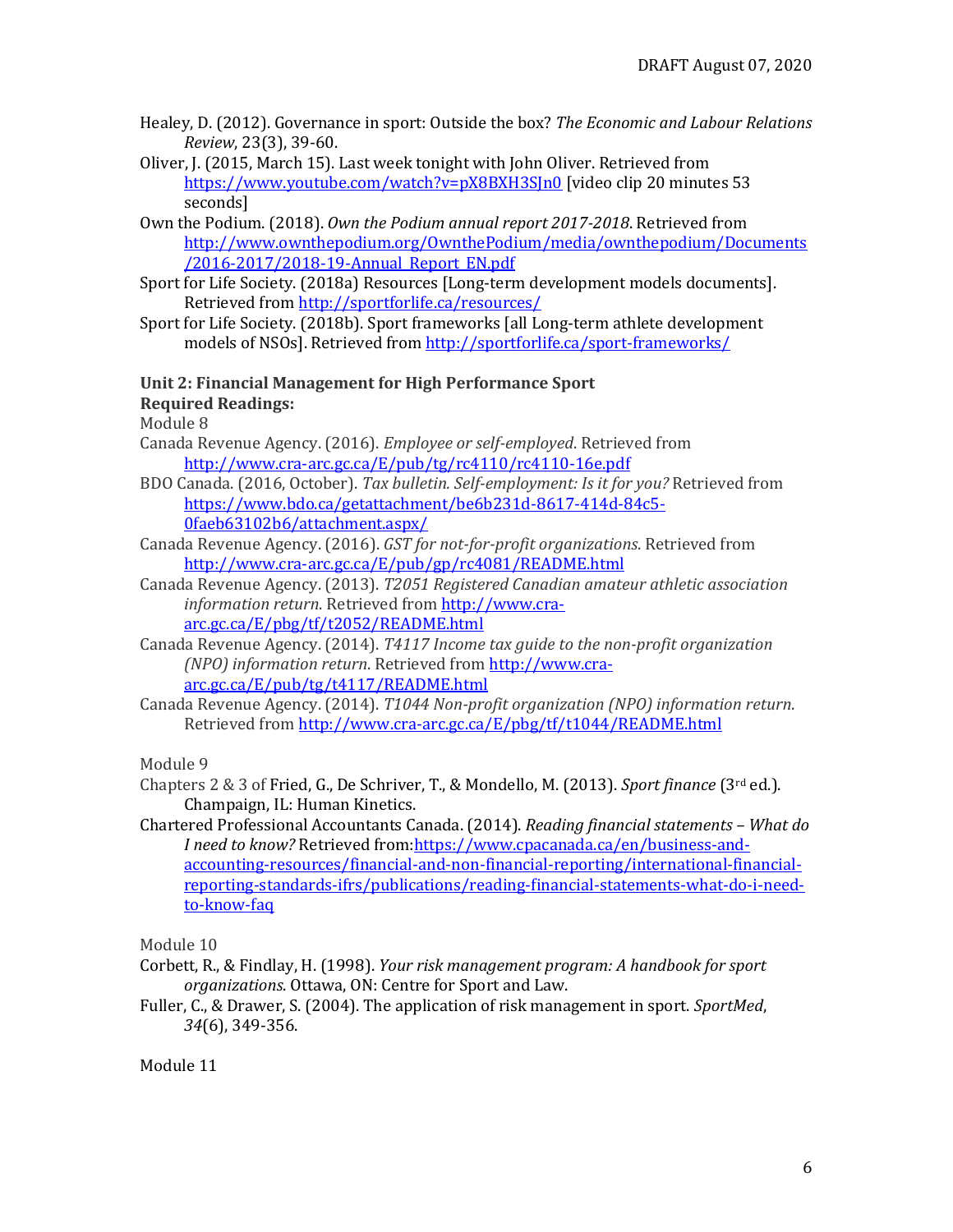Healey, D. (2012). Governance in sport: Outside the box? *The Economic and Labour Relations Review*, 23(3), 39-60.

Oliver, J. (2015, March 15). Last week tonight with John Oliver. Retrieved from https://www.youtube.com/watch?v=pX8BXH3SJn0 [video clip 20 minutes 53 seconds]

Own the Podium. (2018). *Own the Podium annual report 2017-2018*. Retrieved from http://www.ownthepodium.org/OwnthePodium/media/ownthepodium/Documents/2016-2017/2018-19-Annual_Report_EN.pdf

Sport for Life Society. (2018a) Resources [Long-term development models documents]. Retrieved from http://sportforlife.ca/resources/

Sport for Life Society. (2018b). Sport frameworks [all Long-term athlete development models of NSOs]. Retrieved from http://sportforlife.ca/sport-frameworks/

**Unit 2: Financial Management for High Performance Sport**
**Required Readings:**

Module 8

Canada Revenue Agency. (2016). *Employee or self-employed*. Retrieved from http://www.cra-arc.gc.ca/E/pub/tg/rc4110/rc4110-16e.pdf

BDO Canada. (2016, October). *Tax bulletin. Self-employment: Is it for you?* Retrieved from https://www.bdo.ca/getattachment/be6b231d-8617-414d-84c5-0faeb63102b6/attachment.aspx/

Canada Revenue Agency. (2016). *GST for not-for-profit organizations*. Retrieved from http://www.cra-arc.gc.ca/E/pub/gp/rc4081/README.html

Canada Revenue Agency. (2013). *T2051 Registered Canadian amateur athletic association information return*. Retrieved from http://www.cra-arc.gc.ca/E/pbg/tf/t2052/README.html

Canada Revenue Agency. (2014). *T4117 Income tax guide to the non-profit organization (NPO) information return*. Retrieved from http://www.cra-arc.gc.ca/E/pub/tg/t4117/README.html

Canada Revenue Agency. (2014). *T1044 Non-profit organization (NPO) information return*. Retrieved from http://www.cra-arc.gc.ca/E/pbg/tf/t1044/README.html

Module 9

Chapters 2 & 3 of Fried, G., De Schriver, T., & Mondello, M. (2013). *Sport finance* (3rd ed.). Champaign, IL: Human Kinetics.

Chartered Professional Accountants Canada. (2014). *Reading financial statements – What do I need to know?* Retrieved from:https://www.cpacanada.ca/en/business-and-accounting-resources/financial-and-non-financial-reporting/international-financial-reporting-standards-ifrs/publications/reading-financial-statements-what-do-i-need-to-know-faq

Module 10

Corbett, R., & Findlay, H. (1998). *Your risk management program: A handbook for sport organizations*. Ottawa, ON: Centre for Sport and Law.

Fuller, C., & Drawer, S. (2004). The application of risk management in sport. *SportMed*, *34*(6), 349-356.

Module 11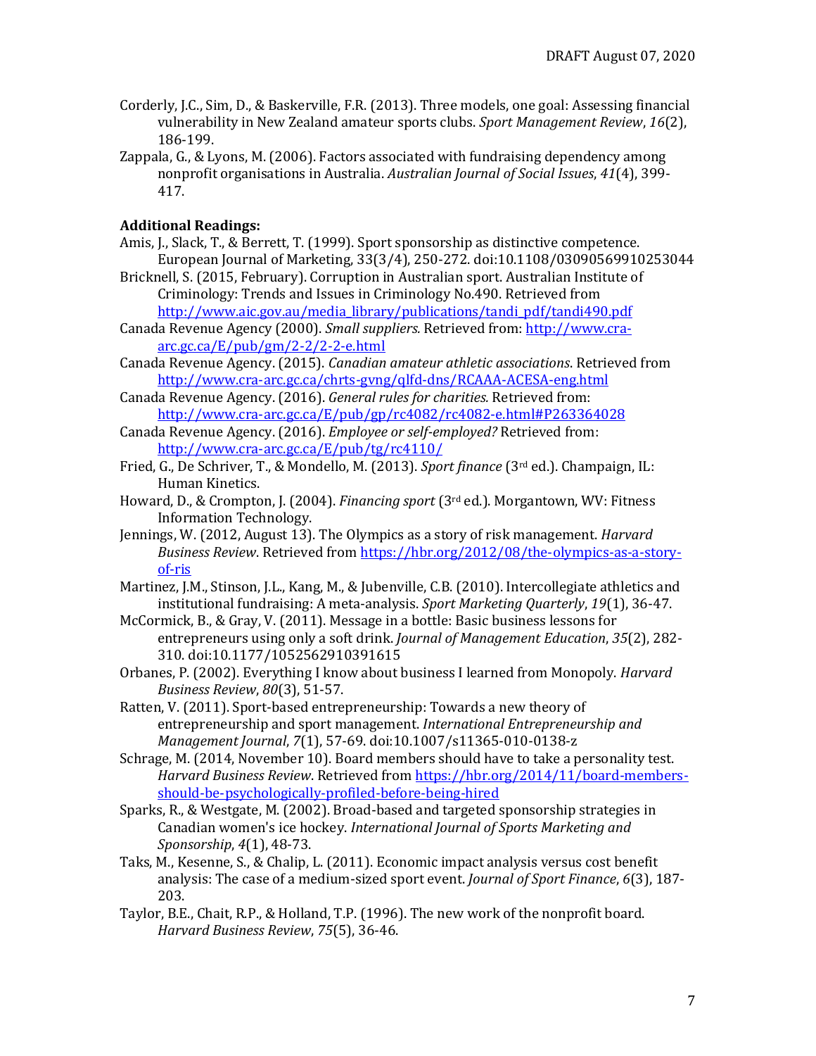Corderly, J.C., Sim, D., & Baskerville, F.R. (2013). Three models, one goal: Assessing financial vulnerability in New Zealand amateur sports clubs. *Sport Management Review*, *16*(2), 186-199.

Zappala, G., & Lyons, M. (2006). Factors associated with fundraising dependency among nonprofit organisations in Australia. *Australian Journal of Social Issues*, *41*(4), 399-417.

**Additional Readings:**

Amis, J., Slack, T., & Berrett, T. (1999). Sport sponsorship as distinctive competence. European Journal of Marketing, 33(3/4), 250-272. doi:10.1108/03090569910253044

Bricknell, S. (2015, February). Corruption in Australian sport. Australian Institute of Criminology: Trends and Issues in Criminology No.490. Retrieved from http://www.aic.gov.au/media_library/publications/tandi_pdf/tandi490.pdf

Canada Revenue Agency (2000). *Small suppliers.* Retrieved from: http://www.cra-arc.gc.ca/E/pub/gm/2-2/2-2-e.html

Canada Revenue Agency. (2015). *Canadian amateur athletic associations.* Retrieved from http://www.cra-arc.gc.ca/chrts-gvng/qlfd-dns/RCAAA-ACESA-eng.html

Canada Revenue Agency. (2016). *General rules for charities.* Retrieved from: http://www.cra-arc.gc.ca/E/pub/gp/rc4082/rc4082-e.html#P263364028

Canada Revenue Agency. (2016). *Employee or self-employed?* Retrieved from: http://www.cra-arc.gc.ca/E/pub/tg/rc4110/

Fried, G., De Schriver, T., & Mondello, M. (2013). *Sport finance* (3rd ed.). Champaign, IL: Human Kinetics.

Howard, D., & Crompton, J. (2004). *Financing sport* (3rd ed.). Morgantown, WV: Fitness Information Technology.

Jennings, W. (2012, August 13). The Olympics as a story of risk management. *Harvard Business Review*. Retrieved from https://hbr.org/2012/08/the-olympics-as-a-story-of-ris

Martinez, J.M., Stinson, J.L., Kang, M., & Jubenville, C.B. (2010). Intercollegiate athletics and institutional fundraising: A meta-analysis. *Sport Marketing Quarterly*, *19*(1), 36-47.

McCormick, B., & Gray, V. (2011). Message in a bottle: Basic business lessons for entrepreneurs using only a soft drink. *Journal of Management Education*, *35*(2), 282-310. doi:10.1177/1052562910391615

Orbanes, P. (2002). Everything I know about business I learned from Monopoly. *Harvard Business Review*, *80*(3), 51-57.

Ratten, V. (2011). Sport-based entrepreneurship: Towards a new theory of entrepreneurship and sport management. *International Entrepreneurship and Management Journal*, *7*(1), 57-69. doi:10.1007/s11365-010-0138-z

Schrage, M. (2014, November 10). Board members should have to take a personality test. *Harvard Business Review*. Retrieved from https://hbr.org/2014/11/board-members-should-be-psychologically-profiled-before-being-hired

Sparks, R., & Westgate, M. (2002). Broad-based and targeted sponsorship strategies in Canadian women's ice hockey. *International Journal of Sports Marketing and Sponsorship*, *4*(1), 48-73.

Taks, M., Kesenne, S., & Chalip, L. (2011). Economic impact analysis versus cost benefit analysis: The case of a medium-sized sport event. *Journal of Sport Finance*, *6*(3), 187-203.

Taylor, B.E., Chait, R.P., & Holland, T.P. (1996). The new work of the nonprofit board. *Harvard Business Review*, *75*(5), 36-46.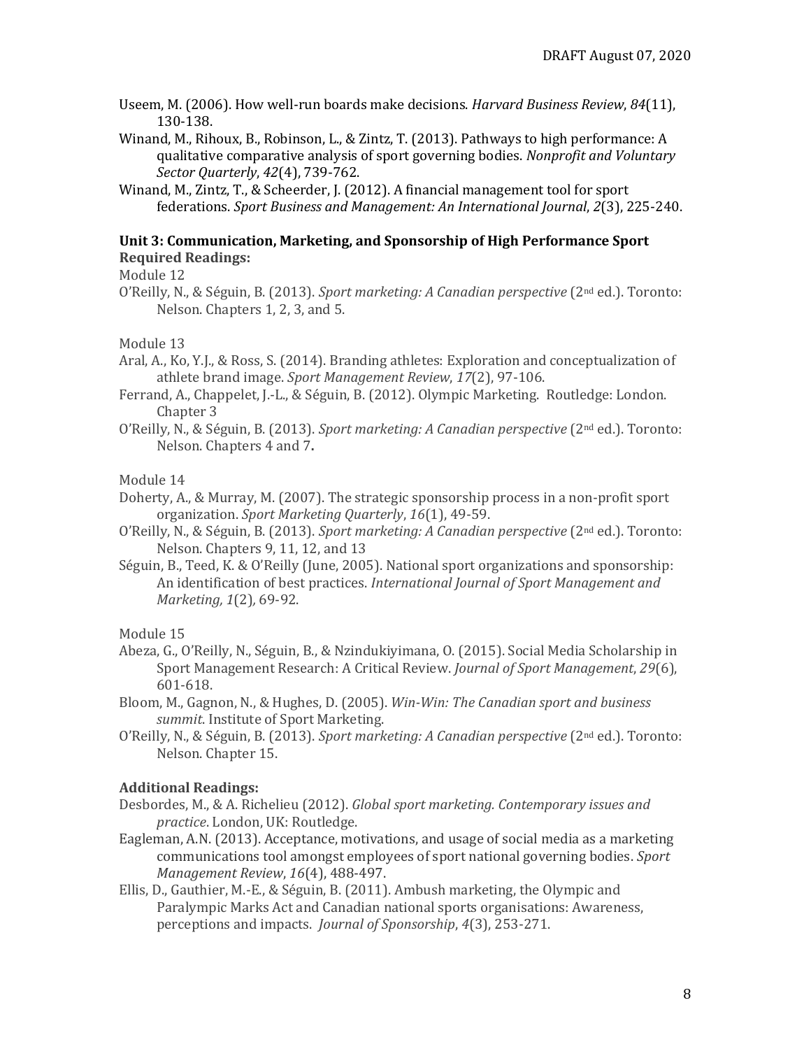Useem, M. (2006). How well-run boards make decisions. *Harvard Business Review*, *84*(11), 130-138.

Winand, M., Rihoux, B., Robinson, L., & Zintz, T. (2013). Pathways to high performance: A qualitative comparative analysis of sport governing bodies. *Nonprofit and Voluntary Sector Quarterly*, *42*(4), 739-762.

Winand, M., Zintz, T., & Scheerder, J. (2012). A financial management tool for sport federations. *Sport Business and Management: An International Journal*, *2*(3), 225-240.

**Unit 3: Communication, Marketing, and Sponsorship of High Performance Sport**

**Required Readings:**

Module 12

O'Reilly, N., & Séguin, B. (2013). *Sport marketing: A Canadian perspective* (2nd ed.). Toronto: Nelson. Chapters 1, 2, 3, and 5.

Module 13

Aral, A., Ko, Y.J., & Ross, S. (2014). Branding athletes: Exploration and conceptualization of athlete brand image. *Sport Management Review*, *17*(2), 97-106.

Ferrand, A., Chappelet, J.-L., & Séguin, B. (2012). Olympic Marketing. Routledge: London. Chapter 3

O'Reilly, N., & Séguin, B. (2013). *Sport marketing: A Canadian perspective* (2nd ed.). Toronto: Nelson. Chapters 4 and 7**.**

Module 14

Doherty, A., & Murray, M. (2007). The strategic sponsorship process in a non-profit sport organization. *Sport Marketing Quarterly*, *16*(1), 49-59.

O'Reilly, N., & Séguin, B. (2013). *Sport marketing: A Canadian perspective* (2nd ed.). Toronto: Nelson. Chapters 9, 11, 12, and 13

Séguin, B., Teed, K. & O'Reilly (June, 2005). National sport organizations and sponsorship: An identification of best practices. *International Journal of Sport Management and Marketing, 1*(2)*,* 69-92.

Module 15

Abeza, G., O'Reilly, N., Séguin, B., & Nzindukiyimana, O. (2015). Social Media Scholarship in Sport Management Research: A Critical Review. *Journal of Sport Management*, *29*(6), 601-618.

Bloom, M., Gagnon, N., & Hughes, D. (2005). *Win-Win: The Canadian sport and business summit*. Institute of Sport Marketing.

O'Reilly, N., & Séguin, B. (2013). *Sport marketing: A Canadian perspective* (2nd ed.). Toronto: Nelson. Chapter 15.

**Additional Readings:**

Desbordes, M., & A. Richelieu (2012). *Global sport marketing. Contemporary issues and practice*. London, UK: Routledge.

Eagleman, A.N. (2013). Acceptance, motivations, and usage of social media as a marketing communications tool amongst employees of sport national governing bodies. *Sport Management Review*, *16*(4), 488-497.

Ellis, D., Gauthier, M.-E., & Séguin, B. (2011). Ambush marketing, the Olympic and Paralympic Marks Act and Canadian national sports organisations: Awareness, perceptions and impacts. *Journal of Sponsorship*, *4*(3), 253-271.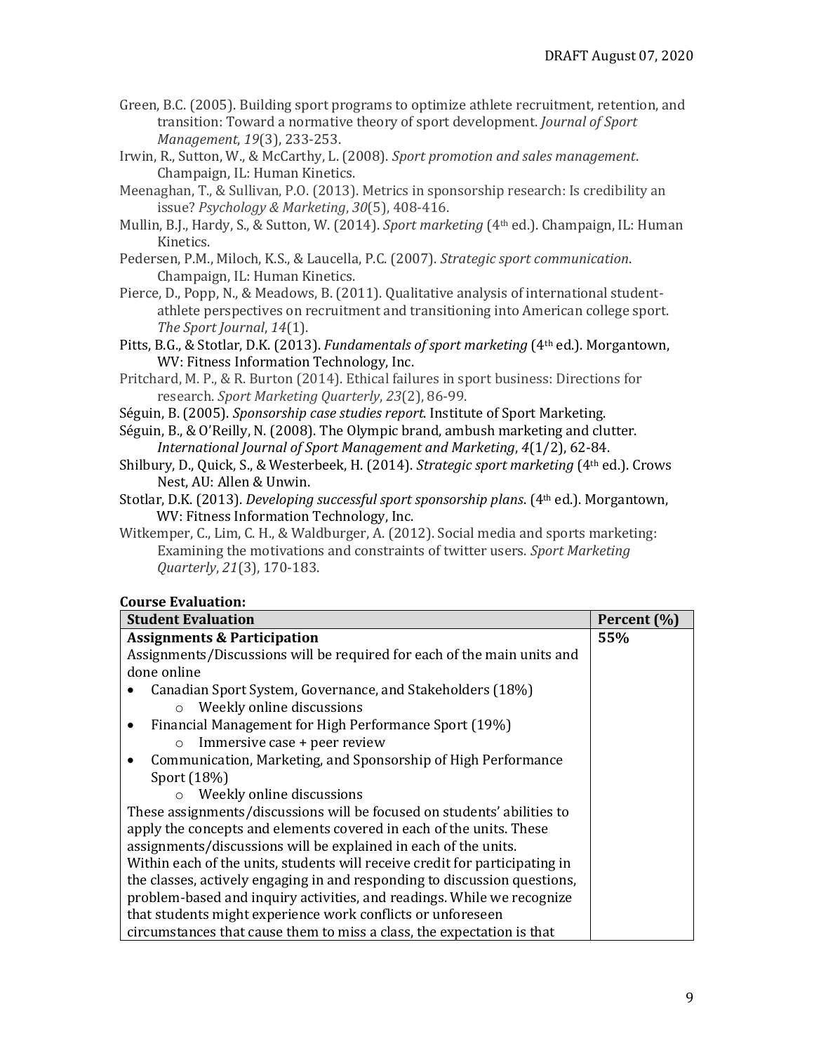Green, B.C. (2005). Building sport programs to optimize athlete recruitment, retention, and transition: Toward a normative theory of sport development. *Journal of Sport Management*, *19*(3), 233-253.

Irwin, R., Sutton, W., & McCarthy, L. (2008). *Sport promotion and sales management*. Champaign, IL: Human Kinetics.

Meenaghan, T., & Sullivan, P.O. (2013). Metrics in sponsorship research: Is credibility an issue? *Psychology & Marketing*, *30*(5), 408-416.

Mullin, B.J., Hardy, S., & Sutton, W. (2014). *Sport marketing* (4th ed.). Champaign, IL: Human Kinetics.

Pedersen, P.M., Miloch, K.S., & Laucella, P.C. (2007). *Strategic sport communication*. Champaign, IL: Human Kinetics.

Pierce, D., Popp, N., & Meadows, B. (2011). Qualitative analysis of international student-athlete perspectives on recruitment and transitioning into American college sport. *The Sport Journal*, *14*(1).

Pitts, B.G., & Stotlar, D.K. (2013). *Fundamentals of sport marketing* (4th ed.). Morgantown, WV: Fitness Information Technology, Inc.

Pritchard, M. P., & R. Burton (2014). Ethical failures in sport business: Directions for research. *Sport Marketing Quarterly*, *23*(2), 86-99.

Séguin, B. (2005). *Sponsorship case studies report*. Institute of Sport Marketing.

Séguin, B., & O'Reilly, N. (2008). The Olympic brand, ambush marketing and clutter. *International Journal of Sport Management and Marketing*, *4*(1/2), 62-84.

Shilbury, D., Quick, S., & Westerbeek, H. (2014). *Strategic sport marketing* (4th ed.). Crows Nest, AU: Allen & Unwin.

Stotlar, D.K. (2013). *Developing successful sport sponsorship plans*. (4th ed.). Morgantown, WV: Fitness Information Technology, Inc.

Witkemper, C., Lim, C. H., & Waldburger, A. (2012). Social media and sports marketing: Examining the motivations and constraints of twitter users. *Sport Marketing Quarterly*, *21*(3), 170-183.

**Course Evaluation:**

| Student Evaluation | Percent (%) |
| --- | --- |
| **Assignments & Participation**<br>Assignments/Discussions will be required for each of the main units and done online<br>• Canadian Sport System, Governance, and Stakeholders (18%)<br>&nbsp;&nbsp;&nbsp;&nbsp;o Weekly online discussions<br>• Financial Management for High Performance Sport (19%)<br>&nbsp;&nbsp;&nbsp;&nbsp;o Immersive case + peer review<br>• Communication, Marketing, and Sponsorship of High Performance Sport (18%)<br>&nbsp;&nbsp;&nbsp;&nbsp;o Weekly online discussions<br>These assignments/discussions will be focused on students' abilities to apply the concepts and elements covered in each of the units. These assignments/discussions will be explained in each of the units.<br>Within each of the units, students will receive credit for participating in the classes, actively engaging in and responding to discussion questions, problem-based and inquiry activities, and readings. While we recognize that students might experience work conflicts or unforeseen circumstances that cause them to miss a class, the expectation is that | **55%** |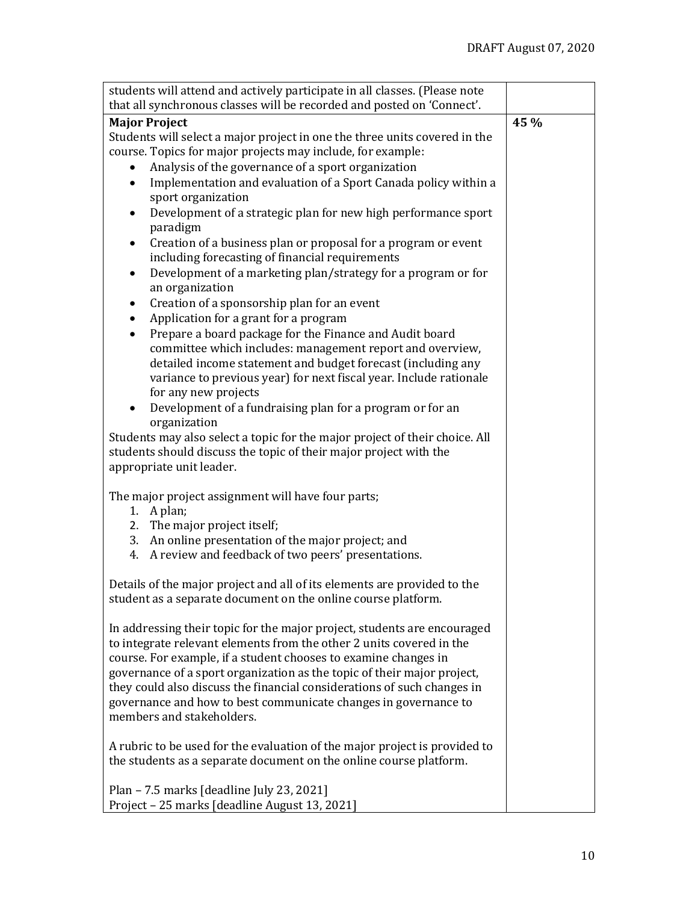| | |
|---|---|
| students will attend and actively participate in all classes. (Please note that all synchronous classes will be recorded and posted on 'Connect'. | |
| **Major Project**<br>Students will select a major project in one the three units covered in the course. Topics for major projects may include, for example:<br>• Analysis of the governance of a sport organization<br>• Implementation and evaluation of a Sport Canada policy within a sport organization<br>• Development of a strategic plan for new high performance sport paradigm<br>• Creation of a business plan or proposal for a program or event including forecasting of financial requirements<br>• Development of a marketing plan/strategy for a program or for an organization<br>• Creation of a sponsorship plan for an event<br>• Application for a grant for a program<br>• Prepare a board package for the Finance and Audit board committee which includes: management report and overview, detailed income statement and budget forecast (including any variance to previous year) for next fiscal year. Include rationale for any new projects<br>• Development of a fundraising plan for a program or for an organization<br>Students may also select a topic for the major project of their choice. All students should discuss the topic of their major project with the appropriate unit leader.<br><br>The major project assignment will have four parts;<br>1. A plan;<br>2. The major project itself;<br>3. An online presentation of the major project; and<br>4. A review and feedback of two peers' presentations.<br><br>Details of the major project and all of its elements are provided to the student as a separate document on the online course platform.<br><br>In addressing their topic for the major project, students are encouraged to integrate relevant elements from the other 2 units covered in the course. For example, if a student chooses to examine changes in governance of a sport organization as the topic of their major project, they could also discuss the financial considerations of such changes in governance and how to best communicate changes in governance to members and stakeholders.<br><br>A rubric to be used for the evaluation of the major project is provided to the students as a separate document on the online course platform.<br><br>Plan – 7.5 marks [deadline July 23, 2021]<br>Project – 25 marks [deadline August 13, 2021] | **45 %** |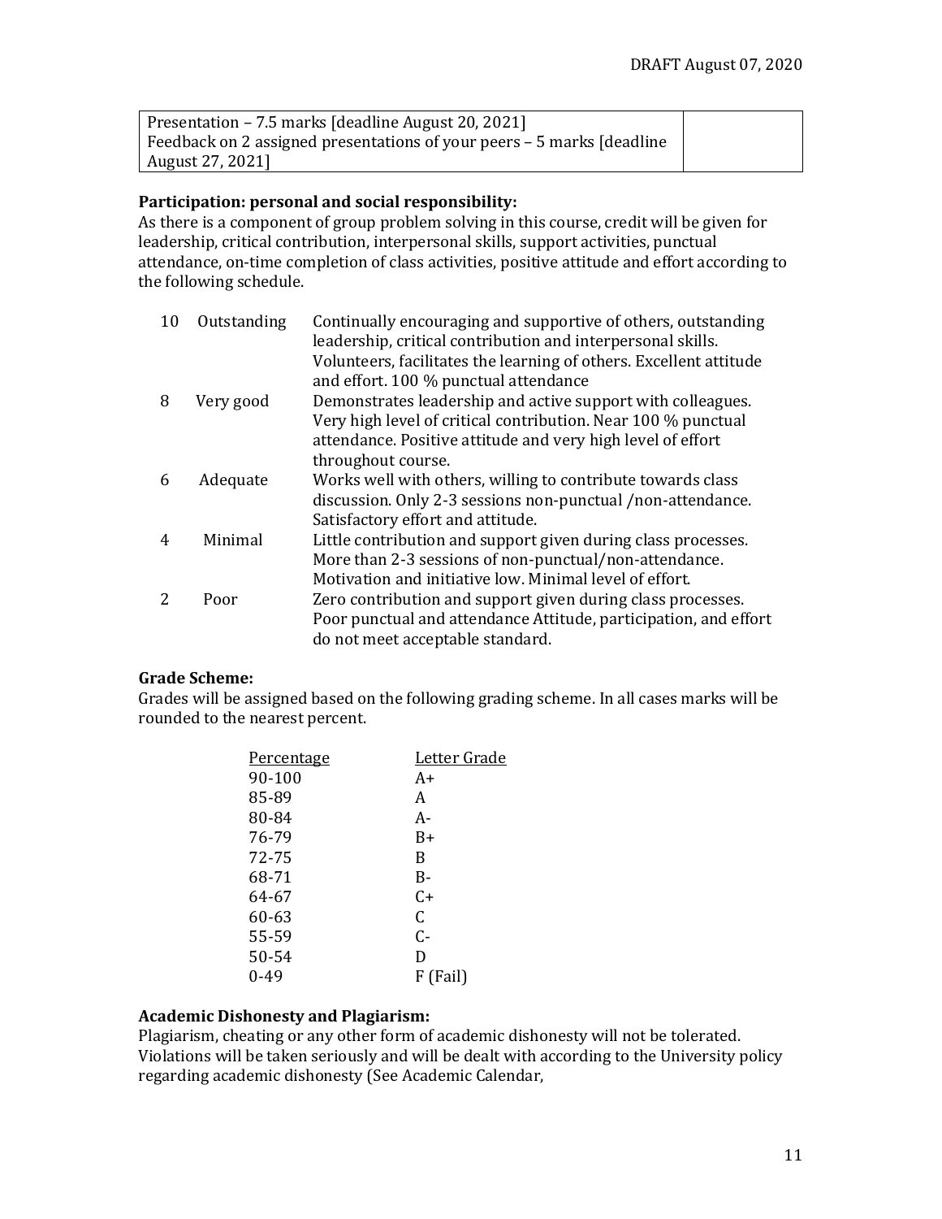| | |
|---|---|
| Presentation – 7.5 marks [deadline August 20, 2021]<br>Feedback on 2 assigned presentations of your peers – 5 marks [deadline August 27, 2021] | |

**Participation: personal and social responsibility:**

As there is a component of group problem solving in this course, credit will be given for leadership, critical contribution, interpersonal skills, support activities, punctual attendance, on-time completion of class activities, positive attitude and effort according to the following schedule.

| | | |
|---|---|---|
| 10 | Outstanding | Continually encouraging and supportive of others, outstanding leadership, critical contribution and interpersonal skills. Volunteers, facilitates the learning of others. Excellent attitude and effort. 100 % punctual attendance |
| 8 | Very good | Demonstrates leadership and active support with colleagues. Very high level of critical contribution. Near 100 % punctual attendance. Positive attitude and very high level of effort throughout course. |
| 6 | Adequate | Works well with others, willing to contribute towards class discussion. Only 2-3 sessions non-punctual /non-attendance. Satisfactory effort and attitude. |
| 4 | Minimal | Little contribution and support given during class processes. More than 2-3 sessions of non-punctual/non-attendance. Motivation and initiative low. Minimal level of effort. |
| 2 | Poor | Zero contribution and support given during class processes. Poor punctual and attendance Attitude, participation, and effort do not meet acceptable standard. |

**Grade Scheme:**

Grades will be assigned based on the following grading scheme. In all cases marks will be rounded to the nearest percent.

| Percentage | Letter Grade |
|---|---|
| 90-100 | A+ |
| 85-89 | A |
| 80-84 | A- |
| 76-79 | B+ |
| 72-75 | B |
| 68-71 | B- |
| 64-67 | C+ |
| 60-63 | C |
| 55-59 | C- |
| 50-54 | D |
| 0-49 | F (Fail) |

**Academic Dishonesty and Plagiarism:**

Plagiarism, cheating or any other form of academic dishonesty will not be tolerated. Violations will be taken seriously and will be dealt with according to the University policy regarding academic dishonesty (See Academic Calendar,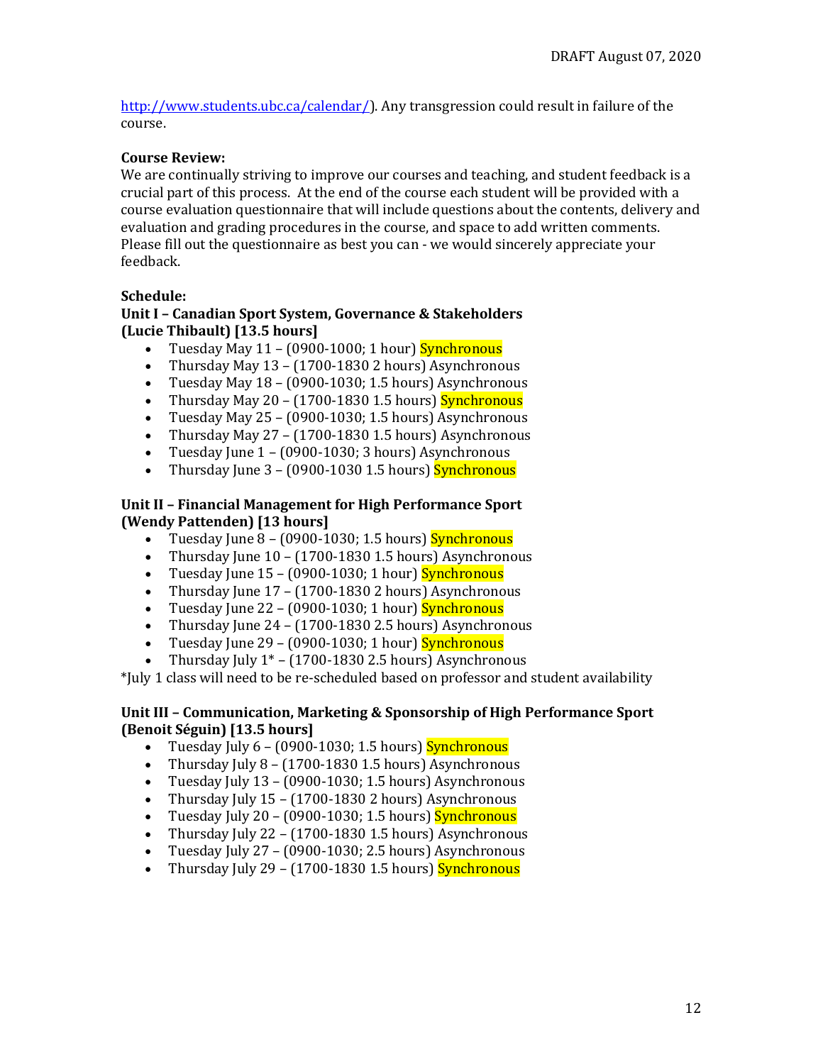http://www.students.ubc.ca/calendar/). Any transgression could result in failure of the course.

**Course Review:**
We are continually striving to improve our courses and teaching, and student feedback is a crucial part of this process. At the end of the course each student will be provided with a course evaluation questionnaire that will include questions about the contents, delivery and evaluation and grading procedures in the course, and space to add written comments. Please fill out the questionnaire as best you can - we would sincerely appreciate your feedback.

**Schedule:**

**Unit I – Canadian Sport System, Governance & Stakeholders (Lucie Thibault) [13.5 hours]**

- Tuesday May 11 – (0900-1000; 1 hour) Synchronous
- Thursday May 13 – (1700-1830 2 hours) Asynchronous
- Tuesday May 18 – (0900-1030; 1.5 hours) Asynchronous
- Thursday May 20 – (1700-1830 1.5 hours) Synchronous
- Tuesday May 25 – (0900-1030; 1.5 hours) Asynchronous
- Thursday May 27 – (1700-1830 1.5 hours) Asynchronous
- Tuesday June 1 – (0900-1030; 3 hours) Asynchronous
- Thursday June 3 – (0900-1030 1.5 hours) Synchronous

**Unit II – Financial Management for High Performance Sport (Wendy Pattenden) [13 hours]**

- Tuesday June 8 – (0900-1030; 1.5 hours) Synchronous
- Thursday June 10 – (1700-1830 1.5 hours) Asynchronous
- Tuesday June 15 – (0900-1030; 1 hour) Synchronous
- Thursday June 17 – (1700-1830 2 hours) Asynchronous
- Tuesday June 22 – (0900-1030; 1 hour) Synchronous
- Thursday June 24 – (1700-1830 2.5 hours) Asynchronous
- Tuesday June 29 – (0900-1030; 1 hour) Synchronous
- Thursday July 1* – (1700-1830 2.5 hours) Asynchronous

*July 1 class will need to be re-scheduled based on professor and student availability

**Unit III – Communication, Marketing & Sponsorship of High Performance Sport (Benoit Séguin) [13.5 hours]**

- Tuesday July 6 – (0900-1030; 1.5 hours) Synchronous
- Thursday July 8 – (1700-1830 1.5 hours) Asynchronous
- Tuesday July 13 – (0900-1030; 1.5 hours) Asynchronous
- Thursday July 15 – (1700-1830 2 hours) Asynchronous
- Tuesday July 20 – (0900-1030; 1.5 hours) Synchronous
- Thursday July 22 – (1700-1830 1.5 hours) Asynchronous
- Tuesday July 27 – (0900-1030; 2.5 hours) Asynchronous
- Thursday July 29 – (1700-1830 1.5 hours) Synchronous